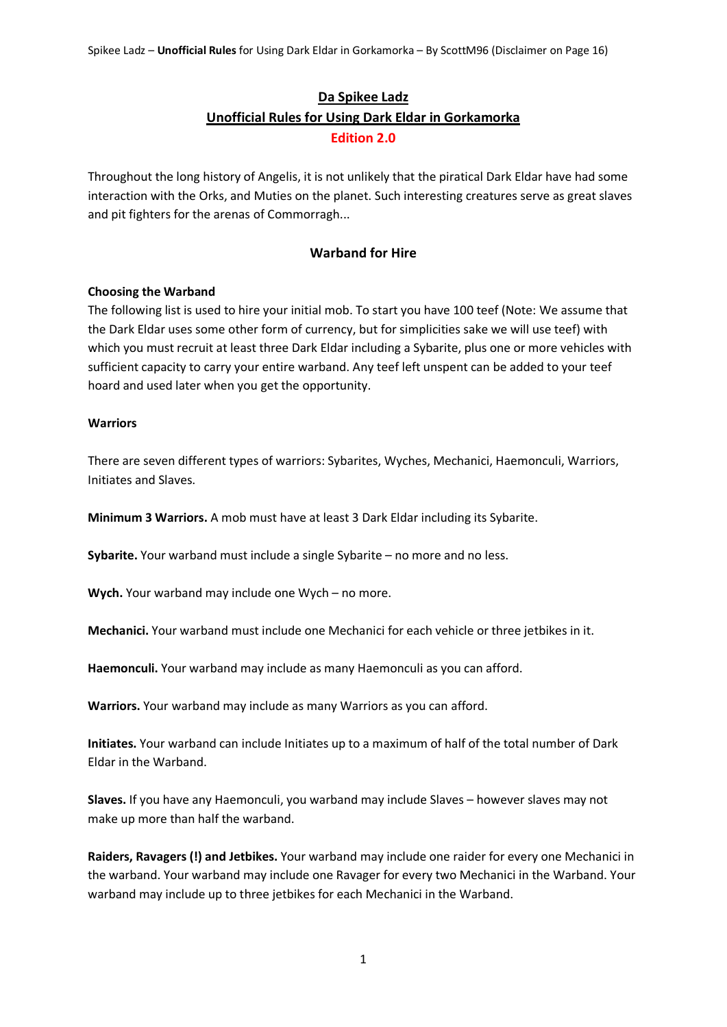# Da Spikee Ladz

## Unofficial Rules for Using Dark Eldar in Gorkamorka

**Edition 2.0**

Throughout the long history of Angelis, it is not unlikely that the piratical Dark Eldar have had some interaction with the Orks, and Muties on the planet. Such interesting creatures serve as great slaves and pit fighters for the arenas of Commorragh...

### Warband for Hire

**Choosing the Warband**

The following list is used to hire your initial mob. To start you have 100 teef (Note: We assume that the Dark Eldar uses some other form of currency, but for simplicities sake we will use teef) with which you must recruit at least three Dark Eldar including a Sybarite, plus one or more vehicles with sufficient capacity to carry your entire warband. Any teef left unspent can be added to your teef hoard and used later when you get the opportunity.

**Warriors**

There are seven different types of warriors: Sybarites, Wyches, Mechanici, Haemonculi, Warriors, Initiates and Slaves.

**Minimum 3 Warriors.** A mob must have at least 3 Dark Eldar including its Sybarite.

**Sybarite.** Your warband must include a single Sybarite – no more and no less.

**Wych.** Your warband may include one Wych – no more.

**Mechanici.** Your warband must include one Mechanici for each vehicle or three jetbikes in it.

**Haemonculi.** Your warband may include as many Haemonculi as you can afford.

**Warriors.** Your warband may include as many Warriors as you can afford.

**Initiates.** Your warband can include Initiates up to a maximum of half of the total number of Dark Eldar in the Warband.

**Slaves.** If you have any Haemonculi, you warband may include Slaves – however slaves may not make up more than half the warband.

**Raiders, Ravagers (!) and Jetbikes.** Your warband may include one raider for every one Mechanici in the warband. Your warband may include one Ravager for every two Mechanici in the Warband. Your warband may include up to three jetbikes for each Mechanici in the Warband.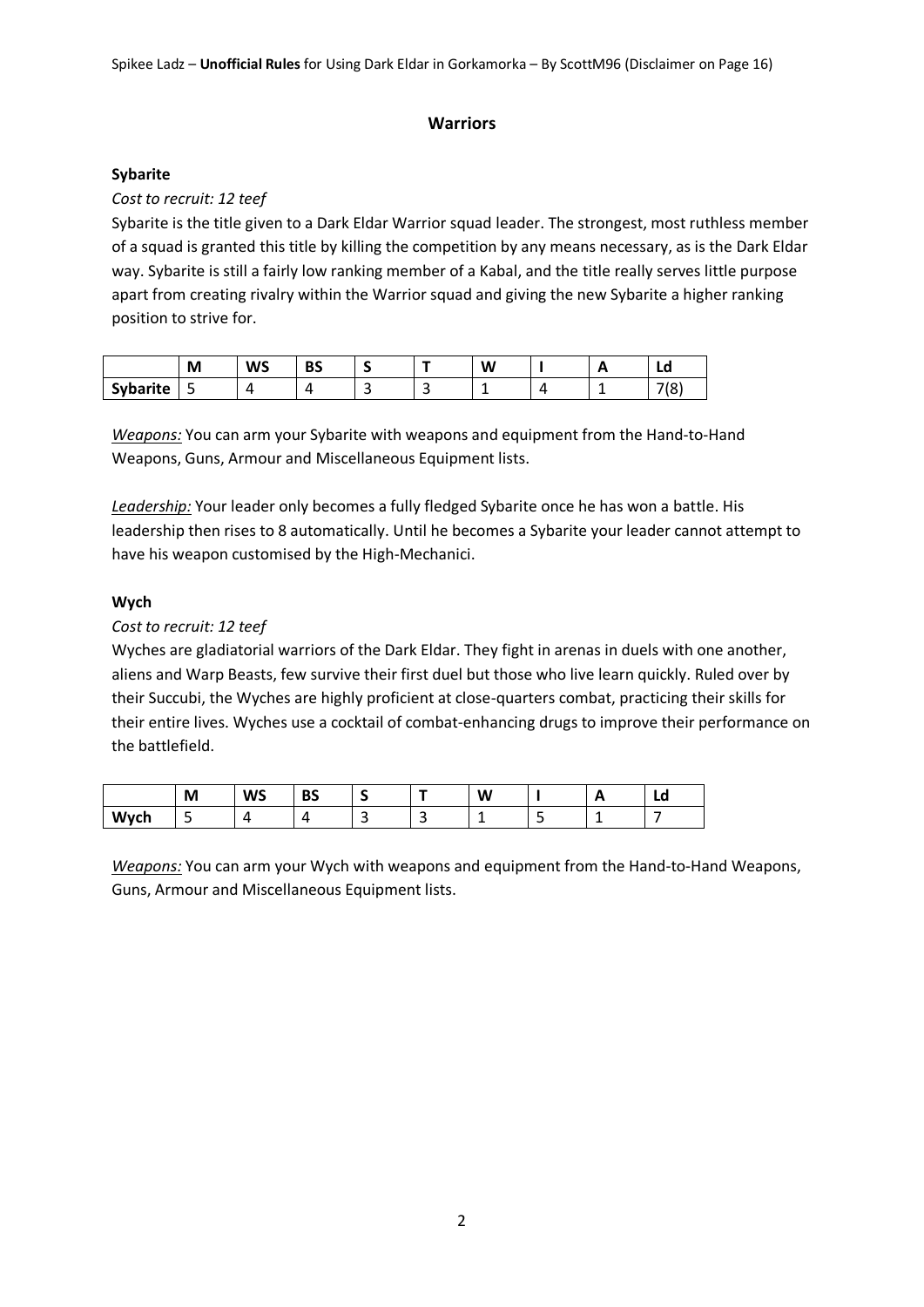## Warriors

### Sybarite

*Cost to recruit: 12 teef*

Sybarite is the title given to a Dark Eldar Warrior squad leader. The strongest, most ruthless member of a squad is granted this title by killing the competition by any means necessary, as is the Dark Eldar way. Sybarite is still a fairly low ranking member of a Kabal, and the title really serves little purpose apart from creating rivalry within the Warrior squad and giving the new Sybarite a higher ranking position to strive for.

| | M | WS | BS | S | T | W | I | A | Ld |
|---|---|---|---|---|---|---|---|---|---|
| **Sybarite** | 5 | 4 | 4 | 3 | 3 | 1 | 4 | 1 | 7(8) |

*Weapons:* You can arm your Sybarite with weapons and equipment from the Hand-to-Hand Weapons, Guns, Armour and Miscellaneous Equipment lists.

*Leadership:* Your leader only becomes a fully fledged Sybarite once he has won a battle. His leadership then rises to 8 automatically. Until he becomes a Sybarite your leader cannot attempt to have his weapon customised by the High-Mechanici.

### Wych

*Cost to recruit: 12 teef*

Wyches are gladiatorial warriors of the Dark Eldar. They fight in arenas in duels with one another, aliens and Warp Beasts, few survive their first duel but those who live learn quickly. Ruled over by their Succubi, the Wyches are highly proficient at close-quarters combat, practicing their skills for their entire lives. Wyches use a cocktail of combat-enhancing drugs to improve their performance on the battlefield.

| | M | WS | BS | S | T | W | I | A | Ld |
|---|---|---|---|---|---|---|---|---|---|
| **Wych** | 5 | 4 | 4 | 3 | 3 | 1 | 5 | 1 | 7 |

*Weapons:* You can arm your Wych with weapons and equipment from the Hand-to-Hand Weapons, Guns, Armour and Miscellaneous Equipment lists.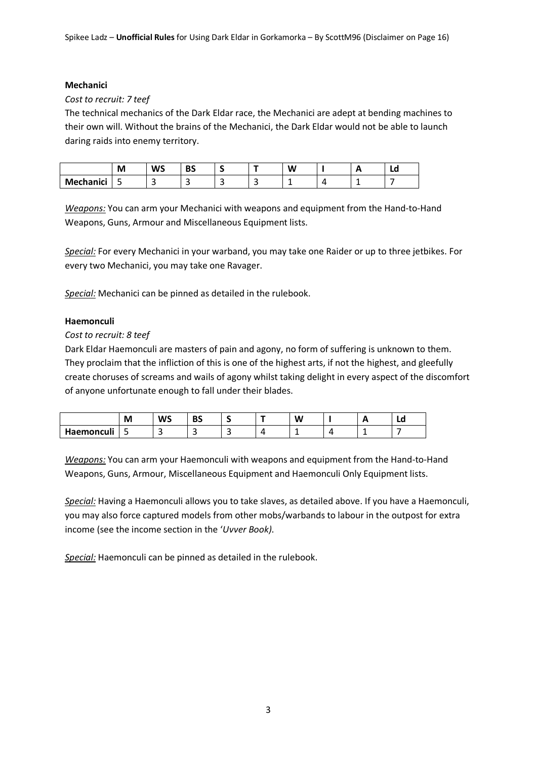**Mechanici**

*Cost to recruit: 7 teef*

The technical mechanics of the Dark Eldar race, the Mechanici are adept at bending machines to their own will. Without the brains of the Mechanici, the Dark Eldar would not be able to launch daring raids into enemy territory.

| | M | WS | BS | S | T | W | I | A | Ld |
|---|---|---|---|---|---|---|---|---|---|
| **Mechanici** | 5 | 3 | 3 | 3 | 3 | 1 | 4 | 1 | 7 |

*Weapons:* You can arm your Mechanici with weapons and equipment from the Hand-to-Hand Weapons, Guns, Armour and Miscellaneous Equipment lists.

*Special:* For every Mechanici in your warband, you may take one Raider or up to three jetbikes. For every two Mechanici, you may take one Ravager.

*Special:* Mechanici can be pinned as detailed in the rulebook.

**Haemonculi**

*Cost to recruit: 8 teef*

Dark Eldar Haemonculi are masters of pain and agony, no form of suffering is unknown to them. They proclaim that the infliction of this is one of the highest arts, if not the highest, and gleefully create choruses of screams and wails of agony whilst taking delight in every aspect of the discomfort of anyone unfortunate enough to fall under their blades.

| | M | WS | BS | S | T | W | I | A | Ld |
|---|---|---|---|---|---|---|---|---|---|
| **Haemonculi** | 5 | 3 | 3 | 3 | 4 | 1 | 4 | 1 | 7 |

*Weapons:* You can arm your Haemonculi with weapons and equipment from the Hand-to-Hand Weapons, Guns, Armour, Miscellaneous Equipment and Haemonculi Only Equipment lists.

*Special:* Having a Haemonculi allows you to take slaves, as detailed above. If you have a Haemonculi, you may also force captured models from other mobs/warbands to labour in the outpost for extra income (see the income section in the '*Uvver Book)*.

*Special:* Haemonculi can be pinned as detailed in the rulebook.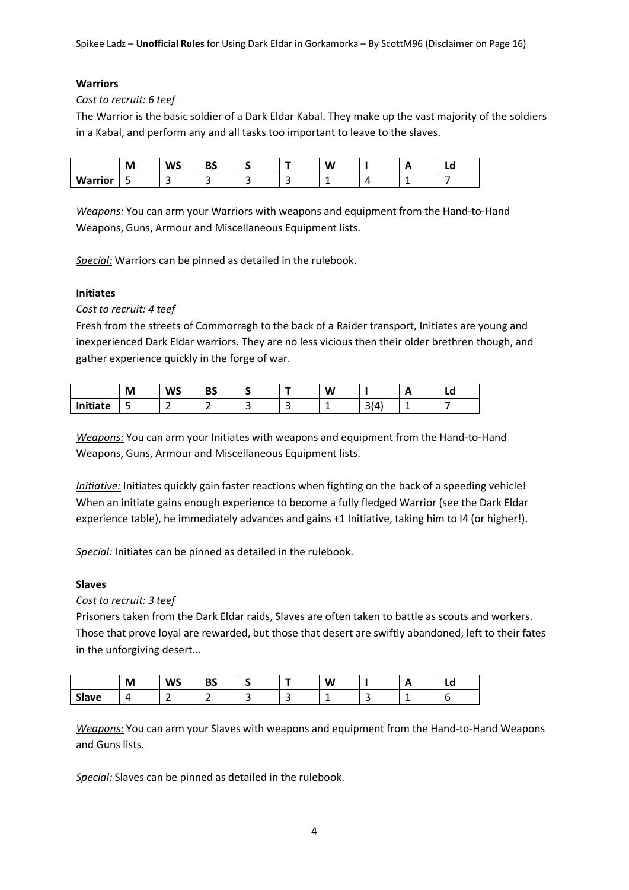### Warriors

*Cost to recruit: 6 teef*

The Warrior is the basic soldier of a Dark Eldar Kabal. They make up the vast majority of the soldiers in a Kabal, and perform any and all tasks too important to leave to the slaves.

| | M | WS | BS | S | T | W | I | A | Ld |
|---|---|---|---|---|---|---|---|---|---|
| **Warrior** | 5 | 3 | 3 | 3 | 3 | 1 | 4 | 1 | 7 |

*Weapons:* You can arm your Warriors with weapons and equipment from the Hand-to-Hand Weapons, Guns, Armour and Miscellaneous Equipment lists.

*Special:* Warriors can be pinned as detailed in the rulebook.

### Initiates

*Cost to recruit: 4 teef*

Fresh from the streets of Commorragh to the back of a Raider transport, Initiates are young and inexperienced Dark Eldar warriors. They are no less vicious then their older brethren though, and gather experience quickly in the forge of war.

| | M | WS | BS | S | T | W | I | A | Ld |
|---|---|---|---|---|---|---|---|---|---|
| **Initiate** | 5 | 2 | 2 | 3 | 3 | 1 | 3(4) | 1 | 7 |

*Weapons:* You can arm your Initiates with weapons and equipment from the Hand-to-Hand Weapons, Guns, Armour and Miscellaneous Equipment lists.

*Initiative:* Initiates quickly gain faster reactions when fighting on the back of a speeding vehicle! When an initiate gains enough experience to become a fully fledged Warrior (see the Dark Eldar experience table), he immediately advances and gains +1 Initiative, taking him to I4 (or higher!).

*Special:* Initiates can be pinned as detailed in the rulebook.

### Slaves

*Cost to recruit: 3 teef*

Prisoners taken from the Dark Eldar raids, Slaves are often taken to battle as scouts and workers. Those that prove loyal are rewarded, but those that desert are swiftly abandoned, left to their fates in the unforgiving desert...

| | M | WS | BS | S | T | W | I | A | Ld |
|---|---|---|---|---|---|---|---|---|---|
| **Slave** | 4 | 2 | 2 | 3 | 3 | 1 | 3 | 1 | 6 |

*Weapons:* You can arm your Slaves with weapons and equipment from the Hand-to-Hand Weapons and Guns lists.

*Special:* Slaves can be pinned as detailed in the rulebook.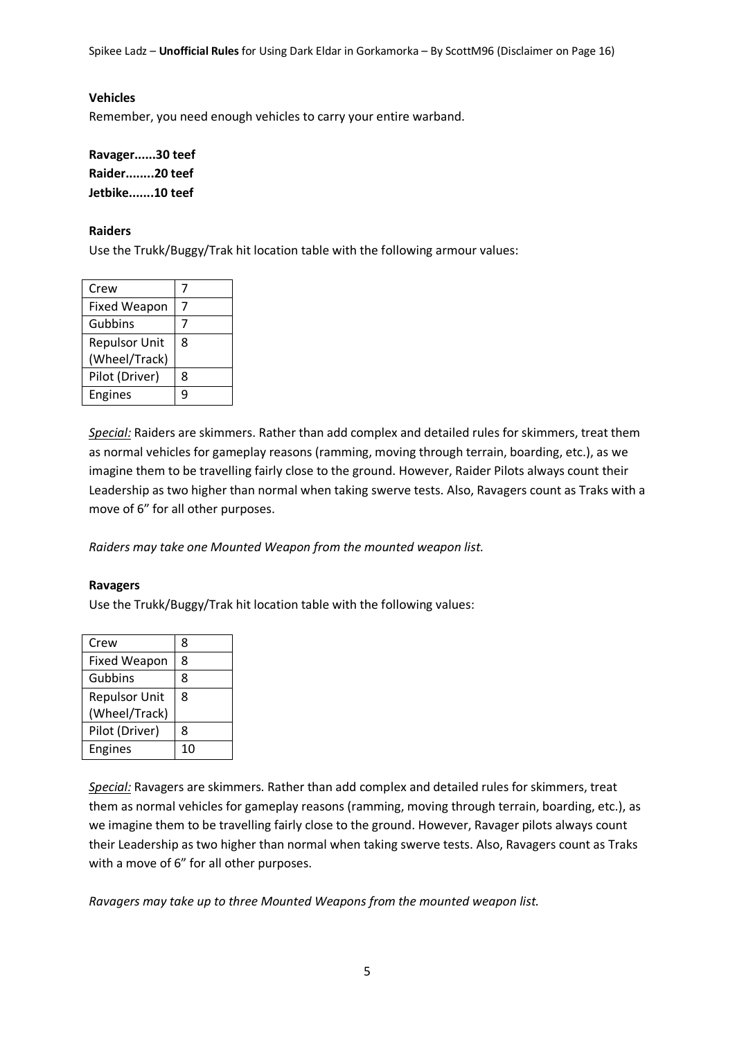**Vehicles**

Remember, you need enough vehicles to carry your entire warband.

**Ravager......30 teef**
**Raider........20 teef**
**Jetbike.......10 teef**

**Raiders**

Use the Trukk/Buggy/Trak hit location table with the following armour values:

| Crew | 7 |
|---|---|
| Fixed Weapon | 7 |
| Gubbins | 7 |
| Repulsor Unit (Wheel/Track) | 8 |
| Pilot (Driver) | 8 |
| Engines | 9 |

*Special:* Raiders are skimmers. Rather than add complex and detailed rules for skimmers, treat them as normal vehicles for gameplay reasons (ramming, moving through terrain, boarding, etc.), as we imagine them to be travelling fairly close to the ground. However, Raider Pilots always count their Leadership as two higher than normal when taking swerve tests. Also, Ravagers count as Traks with a move of 6" for all other purposes.

*Raiders may take one Mounted Weapon from the mounted weapon list.*

**Ravagers**

Use the Trukk/Buggy/Trak hit location table with the following values:

| Crew | 8 |
|---|---|
| Fixed Weapon | 8 |
| Gubbins | 8 |
| Repulsor Unit (Wheel/Track) | 8 |
| Pilot (Driver) | 8 |
| Engines | 10 |

*Special:* Ravagers are skimmers. Rather than add complex and detailed rules for skimmers, treat them as normal vehicles for gameplay reasons (ramming, moving through terrain, boarding, etc.), as we imagine them to be travelling fairly close to the ground. However, Ravager pilots always count their Leadership as two higher than normal when taking swerve tests. Also, Ravagers count as Traks with a move of 6" for all other purposes.

*Ravagers may take up to three Mounted Weapons from the mounted weapon list.*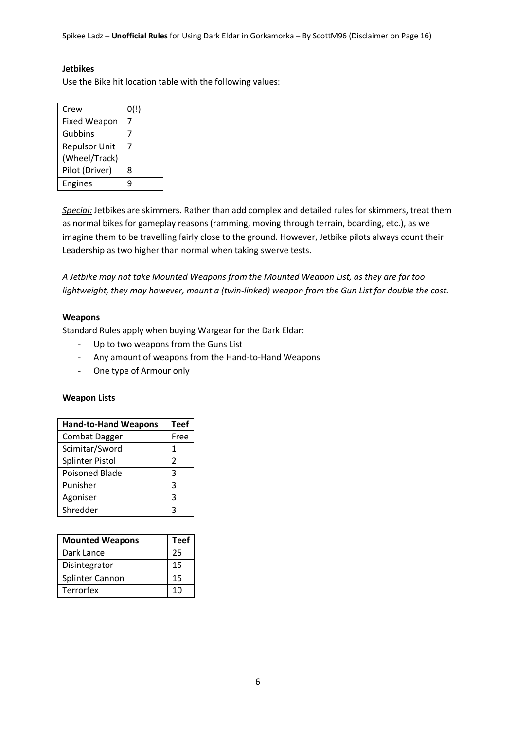**Jetbikes**

Use the Bike hit location table with the following values:

| | |
|---|---|
| Crew | 0(!) |
| Fixed Weapon | 7 |
| Gubbins | 7 |
| Repulsor Unit (Wheel/Track) | 7 |
| Pilot (Driver) | 8 |
| Engines | 9 |

*Special:* Jetbikes are skimmers. Rather than add complex and detailed rules for skimmers, treat them as normal bikes for gameplay reasons (ramming, moving through terrain, boarding, etc.), as we imagine them to be travelling fairly close to the ground. However, Jetbike pilots always count their Leadership as two higher than normal when taking swerve tests.

*A Jetbike may not take Mounted Weapons from the Mounted Weapon List, as they are far too lightweight, they may however, mount a (twin-linked) weapon from the Gun List for double the cost.*

**Weapons**

Standard Rules apply when buying Wargear for the Dark Eldar:

- Up to two weapons from the Guns List
- Any amount of weapons from the Hand-to-Hand Weapons
- One type of Armour only

**Weapon Lists**

| Hand-to-Hand Weapons | Teef |
|---|---|
| Combat Dagger | Free |
| Scimitar/Sword | 1 |
| Splinter Pistol | 2 |
| Poisoned Blade | 3 |
| Punisher | 3 |
| Agoniser | 3 |
| Shredder | 3 |

| Mounted Weapons | Teef |
|---|---|
| Dark Lance | 25 |
| Disintegrator | 15 |
| Splinter Cannon | 15 |
| Terrorfex | 10 |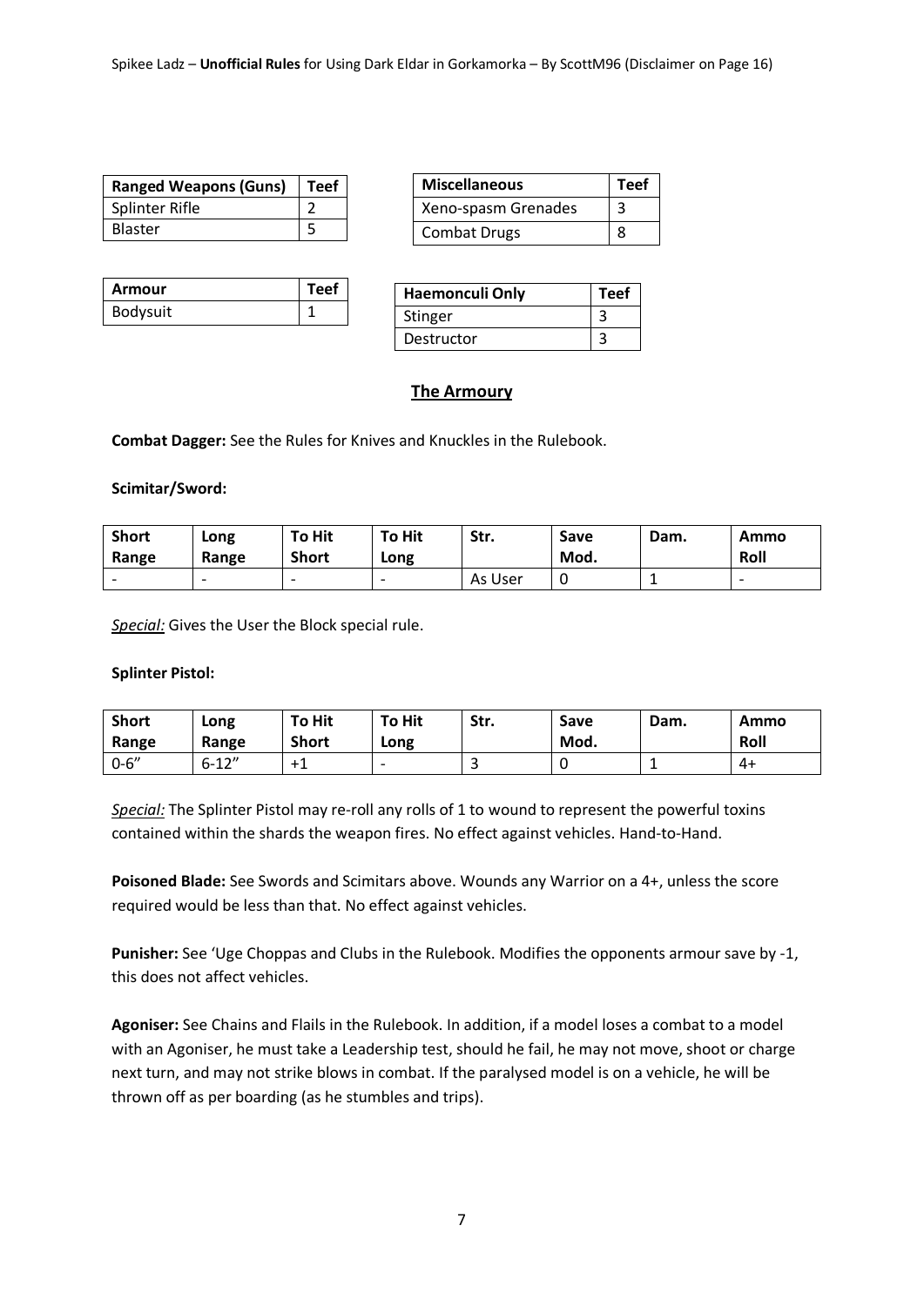| Ranged Weapons (Guns) | Teef |
| --- | --- |
| Splinter Rifle | 2 |
| Blaster | 5 |

| Miscellaneous | Teef |
| --- | --- |
| Xeno-spasm Grenades | 3 |
| Combat Drugs | 8 |

| Armour | Teef |
| --- | --- |
| Bodysuit | 1 |

| Haemonculi Only | Teef |
| --- | --- |
| Stinger | 3 |
| Destructor | 3 |

## The Armoury

**Combat Dagger:** See the Rules for Knives and Knuckles in the Rulebook.

**Scimitar/Sword:**

| Short Range | Long Range | To Hit Short | To Hit Long | Str. | Save Mod. | Dam. | Ammo Roll |
| --- | --- | --- | --- | --- | --- | --- | --- |
| - | - | - | - | As User | 0 | 1 | - |

*Special:* Gives the User the Block special rule.

**Splinter Pistol:**

| Short Range | Long Range | To Hit Short | To Hit Long | Str. | Save Mod. | Dam. | Ammo Roll |
| --- | --- | --- | --- | --- | --- | --- | --- |
| 0-6" | 6-12" | +1 | - | 3 | 0 | 1 | 4+ |

*Special:* The Splinter Pistol may re-roll any rolls of 1 to wound to represent the powerful toxins contained within the shards the weapon fires. No effect against vehicles. Hand-to-Hand.

**Poisoned Blade:** See Swords and Scimitars above. Wounds any Warrior on a 4+, unless the score required would be less than that. No effect against vehicles.

**Punisher:** See 'Uge Choppas and Clubs in the Rulebook. Modifies the opponents armour save by -1, this does not affect vehicles.

**Agoniser:** See Chains and Flails in the Rulebook. In addition, if a model loses a combat to a model with an Agoniser, he must take a Leadership test, should he fail, he may not move, shoot or charge next turn, and may not strike blows in combat. If the paralysed model is on a vehicle, he will be thrown off as per boarding (as he stumbles and trips).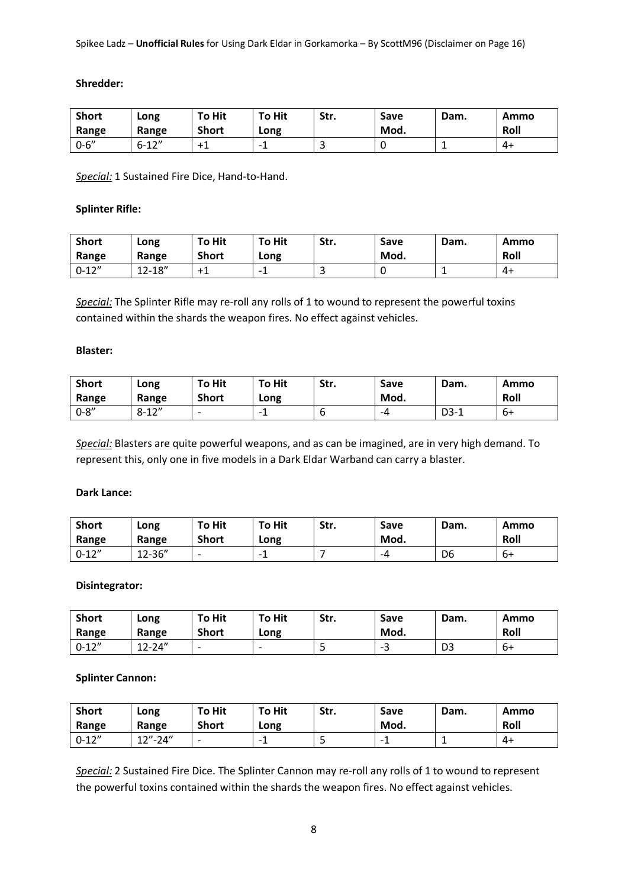**Shredder:**

| Short Range | Long Range | To Hit Short | To Hit Long | Str. | Save Mod. | Dam. | Ammo Roll |
|---|---|---|---|---|---|---|---|
| 0-6" | 6-12" | +1 | -1 | 3 | 0 | 1 | 4+ |

*Special:* 1 Sustained Fire Dice, Hand-to-Hand.

**Splinter Rifle:**

| Short Range | Long Range | To Hit Short | To Hit Long | Str. | Save Mod. | Dam. | Ammo Roll |
|---|---|---|---|---|---|---|---|
| 0-12" | 12-18" | +1 | -1 | 3 | 0 | 1 | 4+ |

*Special:* The Splinter Rifle may re-roll any rolls of 1 to wound to represent the powerful toxins contained within the shards the weapon fires. No effect against vehicles.

**Blaster:**

| Short Range | Long Range | To Hit Short | To Hit Long | Str. | Save Mod. | Dam. | Ammo Roll |
|---|---|---|---|---|---|---|---|
| 0-8" | 8-12" | - | -1 | 6 | -4 | D3-1 | 6+ |

*Special:* Blasters are quite powerful weapons, and as can be imagined, are in very high demand. To represent this, only one in five models in a Dark Eldar Warband can carry a blaster.

**Dark Lance:**

| Short Range | Long Range | To Hit Short | To Hit Long | Str. | Save Mod. | Dam. | Ammo Roll |
|---|---|---|---|---|---|---|---|
| 0-12" | 12-36" | - | -1 | 7 | -4 | D6 | 6+ |

**Disintegrator:**

| Short Range | Long Range | To Hit Short | To Hit Long | Str. | Save Mod. | Dam. | Ammo Roll |
|---|---|---|---|---|---|---|---|
| 0-12" | 12-24" | - | - | 5 | -3 | D3 | 6+ |

**Splinter Cannon:**

| Short Range | Long Range | To Hit Short | To Hit Long | Str. | Save Mod. | Dam. | Ammo Roll |
|---|---|---|---|---|---|---|---|
| 0-12" | 12"-24" | - | -1 | 5 | -1 | 1 | 4+ |

*Special:* 2 Sustained Fire Dice. The Splinter Cannon may re-roll any rolls of 1 to wound to represent the powerful toxins contained within the shards the weapon fires. No effect against vehicles.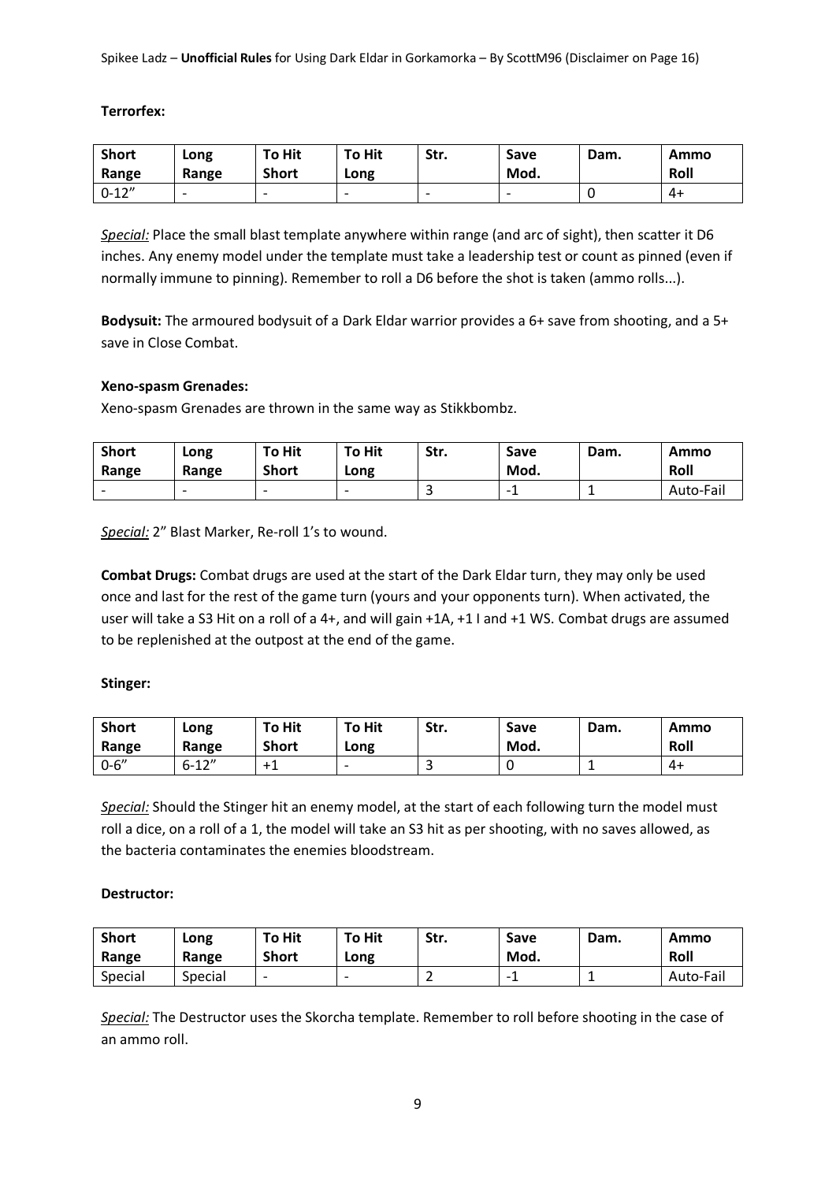**Terrorfex:**

| Short Range | Long Range | To Hit Short | To Hit Long | Str. | Save Mod. | Dam. | Ammo Roll |
|---|---|---|---|---|---|---|---|
| 0-12" | - | - | - | - | - | 0 | 4+ |

*Special:* Place the small blast template anywhere within range (and arc of sight), then scatter it D6 inches. Any enemy model under the template must take a leadership test or count as pinned (even if normally immune to pinning). Remember to roll a D6 before the shot is taken (ammo rolls...).

**Bodysuit:** The armoured bodysuit of a Dark Eldar warrior provides a 6+ save from shooting, and a 5+ save in Close Combat.

**Xeno-spasm Grenades:**

Xeno-spasm Grenades are thrown in the same way as Stikkbombz.

| Short Range | Long Range | To Hit Short | To Hit Long | Str. | Save Mod. | Dam. | Ammo Roll |
|---|---|---|---|---|---|---|---|
| - | - | - | - | 3 | -1 | 1 | Auto-Fail |

*Special:* 2" Blast Marker, Re-roll 1's to wound.

**Combat Drugs:** Combat drugs are used at the start of the Dark Eldar turn, they may only be used once and last for the rest of the game turn (yours and your opponents turn). When activated, the user will take a S3 Hit on a roll of a 4+, and will gain +1A, +1 I and +1 WS. Combat drugs are assumed to be replenished at the outpost at the end of the game.

**Stinger:**

| Short Range | Long Range | To Hit Short | To Hit Long | Str. | Save Mod. | Dam. | Ammo Roll |
|---|---|---|---|---|---|---|---|
| 0-6" | 6-12" | +1 | - | 3 | 0 | 1 | 4+ |

*Special:* Should the Stinger hit an enemy model, at the start of each following turn the model must roll a dice, on a roll of a 1, the model will take an S3 hit as per shooting, with no saves allowed, as the bacteria contaminates the enemies bloodstream.

**Destructor:**

| Short Range | Long Range | To Hit Short | To Hit Long | Str. | Save Mod. | Dam. | Ammo Roll |
|---|---|---|---|---|---|---|---|
| Special | Special | - | - | 2 | -1 | 1 | Auto-Fail |

*Special:* The Destructor uses the Skorcha template. Remember to roll before shooting in the case of an ammo roll.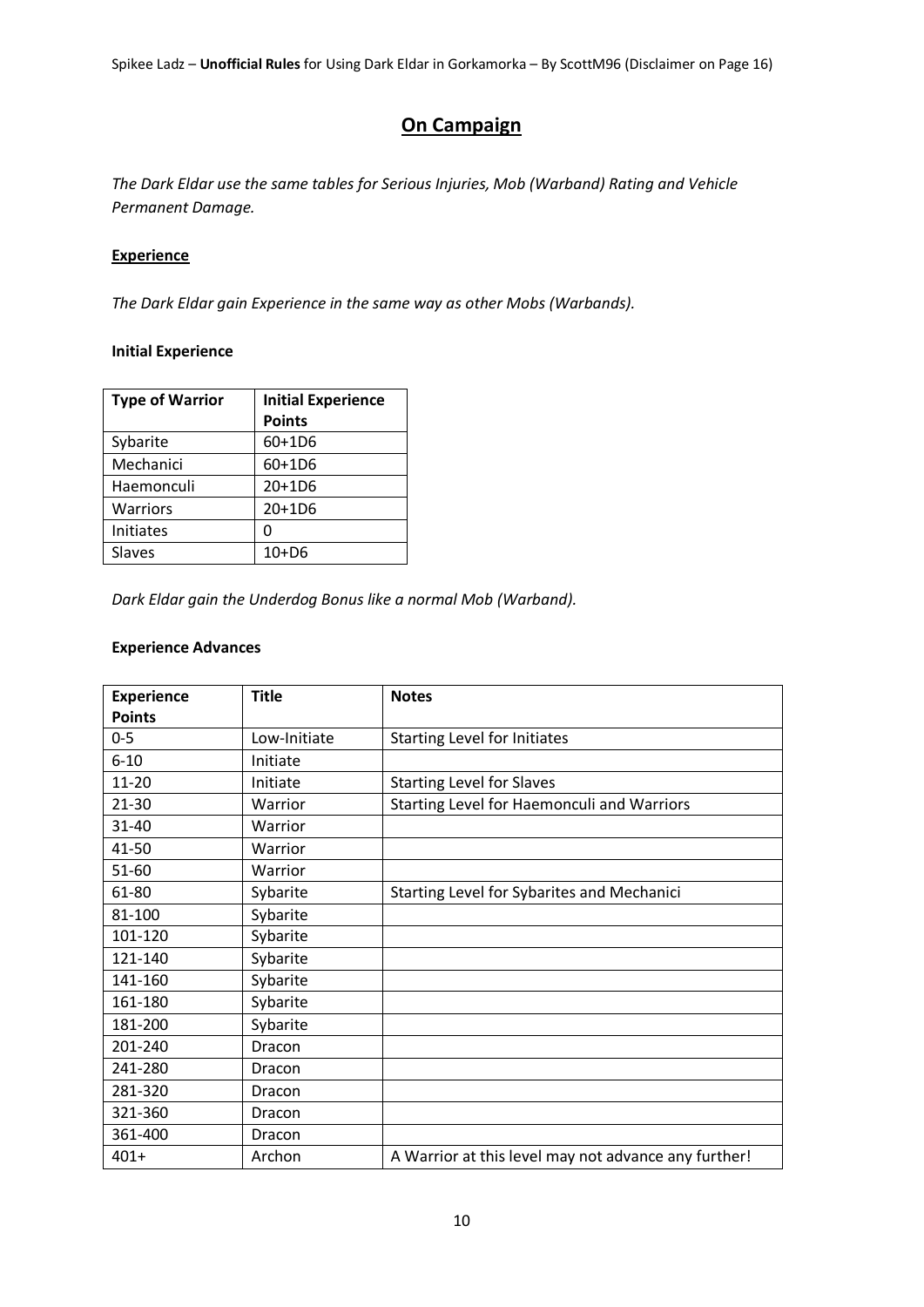## On Campaign

*The Dark Eldar use the same tables for Serious Injuries, Mob (Warband) Rating and Vehicle Permanent Damage.*

### Experience

*The Dark Eldar gain Experience in the same way as other Mobs (Warbands).*

#### Initial Experience

| Type of Warrior | Initial Experience Points |
|---|---|
| Sybarite | 60+1D6 |
| Mechanici | 60+1D6 |
| Haemonculi | 20+1D6 |
| Warriors | 20+1D6 |
| Initiates | 0 |
| Slaves | 10+D6 |

*Dark Eldar gain the Underdog Bonus like a normal Mob (Warband).*

#### Experience Advances

| Experience Points | Title | Notes |
|---|---|---|
| 0-5 | Low-Initiate | Starting Level for Initiates |
| 6-10 | Initiate | |
| 11-20 | Initiate | Starting Level for Slaves |
| 21-30 | Warrior | Starting Level for Haemonculi and Warriors |
| 31-40 | Warrior | |
| 41-50 | Warrior | |
| 51-60 | Warrior | |
| 61-80 | Sybarite | Starting Level for Sybarites and Mechanici |
| 81-100 | Sybarite | |
| 101-120 | Sybarite | |
| 121-140 | Sybarite | |
| 141-160 | Sybarite | |
| 161-180 | Sybarite | |
| 181-200 | Sybarite | |
| 201-240 | Dracon | |
| 241-280 | Dracon | |
| 281-320 | Dracon | |
| 321-360 | Dracon | |
| 361-400 | Dracon | |
| 401+ | Archon | A Warrior at this level may not advance any further! |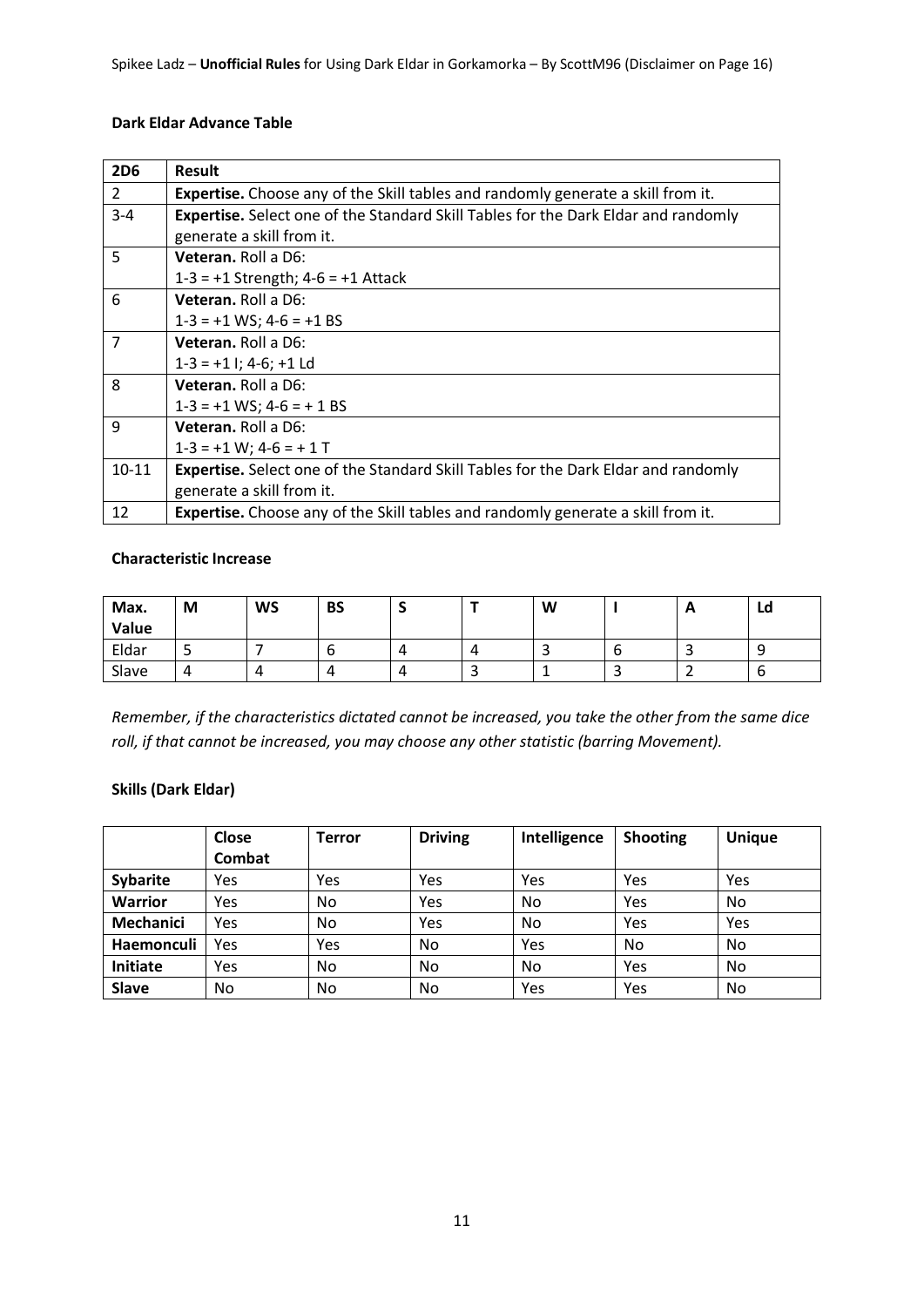**Dark Eldar Advance Table**

| 2D6 | Result |
|---|---|
| 2 | **Expertise.** Choose any of the Skill tables and randomly generate a skill from it. |
| 3-4 | **Expertise.** Select one of the Standard Skill Tables for the Dark Eldar and randomly generate a skill from it. |
| 5 | **Veteran.** Roll a D6:<br>1-3 = +1 Strength; 4-6 = +1 Attack |
| 6 | **Veteran.** Roll a D6:<br>1-3 = +1 WS; 4-6 = +1 BS |
| 7 | **Veteran.** Roll a D6:<br>1-3 = +1 I; 4-6; +1 Ld |
| 8 | **Veteran.** Roll a D6:<br>1-3 = +1 WS; 4-6 = + 1 BS |
| 9 | **Veteran.** Roll a D6:<br>1-3 = +1 W; 4-6 = + 1 T |
| 10-11 | **Expertise.** Select one of the Standard Skill Tables for the Dark Eldar and randomly generate a skill from it. |
| 12 | **Expertise.** Choose any of the Skill tables and randomly generate a skill from it. |

**Characteristic Increase**

| Max. Value | M | WS | BS | S | T | W | I | A | Ld |
|---|---|---|---|---|---|---|---|---|---|
| Eldar | 5 | 7 | 6 | 4 | 4 | 3 | 6 | 3 | 9 |
| Slave | 4 | 4 | 4 | 4 | 3 | 1 | 3 | 2 | 6 |

*Remember, if the characteristics dictated cannot be increased, you take the other from the same dice roll, if that cannot be increased, you may choose any other statistic (barring Movement).*

**Skills (Dark Eldar)**

| | Close Combat | Terror | Driving | Intelligence | Shooting | Unique |
|---|---|---|---|---|---|---|
| **Sybarite** | Yes | Yes | Yes | Yes | Yes | Yes |
| **Warrior** | Yes | No | Yes | No | Yes | No |
| **Mechanici** | Yes | No | Yes | No | Yes | Yes |
| **Haemonculi** | Yes | Yes | No | Yes | No | No |
| **Initiate** | Yes | No | No | No | Yes | No |
| **Slave** | No | No | No | Yes | Yes | No |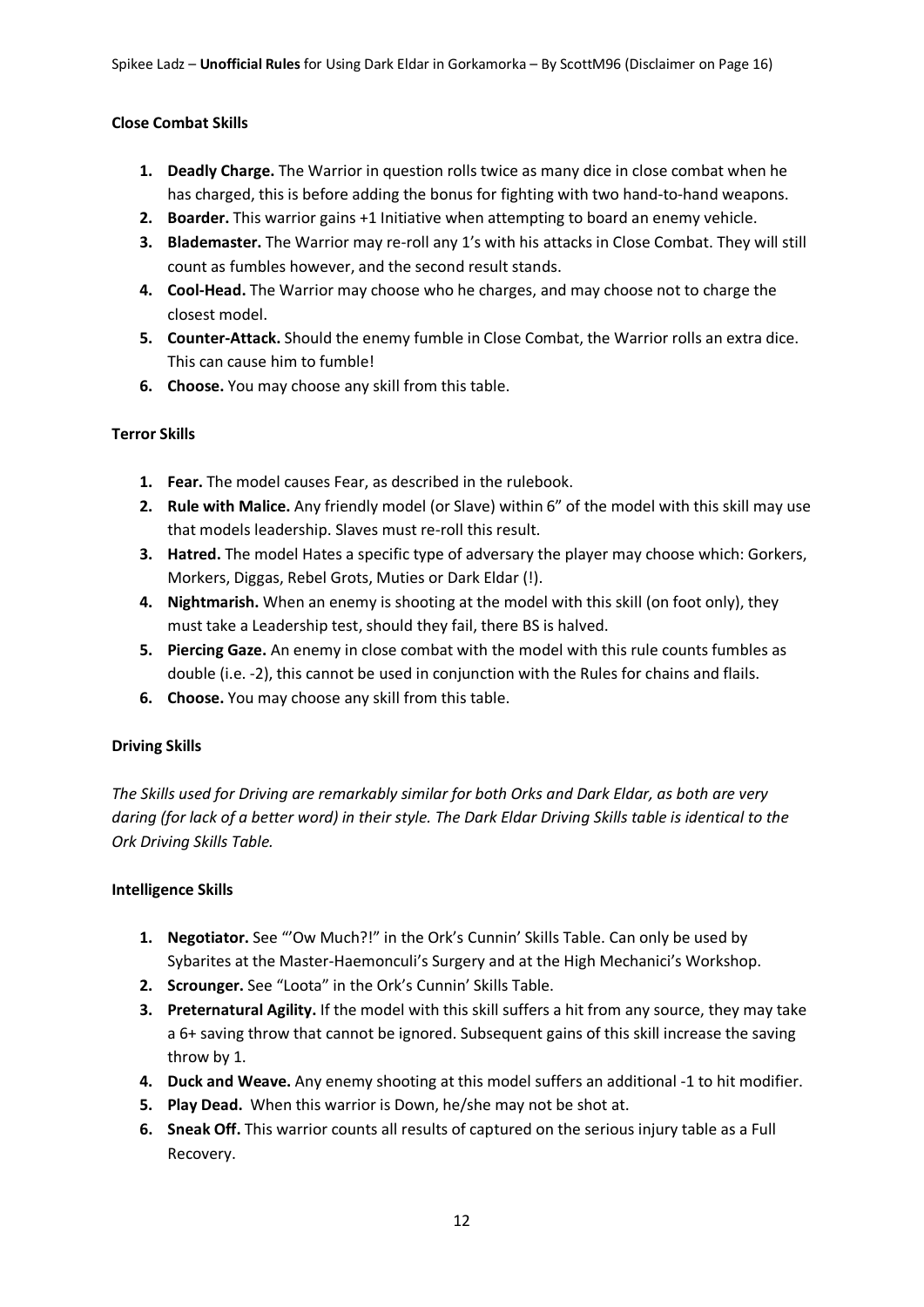**Close Combat Skills**

1. **Deadly Charge.** The Warrior in question rolls twice as many dice in close combat when he has charged, this is before adding the bonus for fighting with two hand-to-hand weapons.
2. **Boarder.** This warrior gains +1 Initiative when attempting to board an enemy vehicle.
3. **Blademaster.** The Warrior may re-roll any 1's with his attacks in Close Combat. They will still count as fumbles however, and the second result stands.
4. **Cool-Head.** The Warrior may choose who he charges, and may choose not to charge the closest model.
5. **Counter-Attack.** Should the enemy fumble in Close Combat, the Warrior rolls an extra dice. This can cause him to fumble!
6. **Choose.** You may choose any skill from this table.

**Terror Skills**

1. **Fear.** The model causes Fear, as described in the rulebook.
2. **Rule with Malice.** Any friendly model (or Slave) within 6" of the model with this skill may use that models leadership. Slaves must re-roll this result.
3. **Hatred.** The model Hates a specific type of adversary the player may choose which: Gorkers, Morkers, Diggas, Rebel Grots, Muties or Dark Eldar (!).
4. **Nightmarish.** When an enemy is shooting at the model with this skill (on foot only), they must take a Leadership test, should they fail, there BS is halved.
5. **Piercing Gaze.** An enemy in close combat with the model with this rule counts fumbles as double (i.e. -2), this cannot be used in conjunction with the Rules for chains and flails.
6. **Choose.** You may choose any skill from this table.

**Driving Skills**

*The Skills used for Driving are remarkably similar for both Orks and Dark Eldar, as both are very daring (for lack of a better word) in their style. The Dark Eldar Driving Skills table is identical to the Ork Driving Skills Table.*

**Intelligence Skills**

1. **Negotiator.** See "'Ow Much?!" in the Ork's Cunnin' Skills Table. Can only be used by Sybarites at the Master-Haemonculi's Surgery and at the High Mechanici's Workshop.
2. **Scrounger.** See "Loota" in the Ork's Cunnin' Skills Table.
3. **Preternatural Agility.** If the model with this skill suffers a hit from any source, they may take a 6+ saving throw that cannot be ignored. Subsequent gains of this skill increase the saving throw by 1.
4. **Duck and Weave.** Any enemy shooting at this model suffers an additional -1 to hit modifier.
5. **Play Dead.** When this warrior is Down, he/she may not be shot at.
6. **Sneak Off.** This warrior counts all results of captured on the serious injury table as a Full Recovery.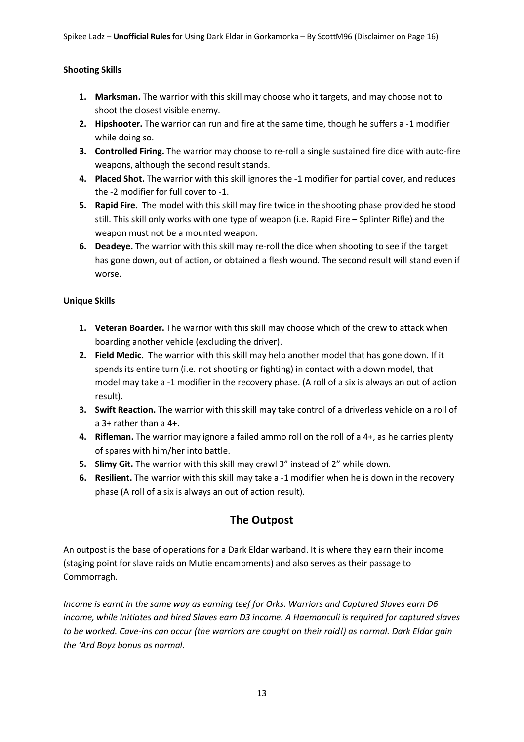**Shooting Skills**

1. **Marksman.** The warrior with this skill may choose who it targets, and may choose not to shoot the closest visible enemy.
2. **Hipshooter.** The warrior can run and fire at the same time, though he suffers a -1 modifier while doing so.
3. **Controlled Firing.** The warrior may choose to re-roll a single sustained fire dice with auto-fire weapons, although the second result stands.
4. **Placed Shot.** The warrior with this skill ignores the -1 modifier for partial cover, and reduces the -2 modifier for full cover to -1.
5. **Rapid Fire.** The model with this skill may fire twice in the shooting phase provided he stood still. This skill only works with one type of weapon (i.e. Rapid Fire – Splinter Rifle) and the weapon must not be a mounted weapon.
6. **Deadeye.** The warrior with this skill may re-roll the dice when shooting to see if the target has gone down, out of action, or obtained a flesh wound. The second result will stand even if worse.

**Unique Skills**

1. **Veteran Boarder.** The warrior with this skill may choose which of the crew to attack when boarding another vehicle (excluding the driver).
2. **Field Medic.** The warrior with this skill may help another model that has gone down. If it spends its entire turn (i.e. not shooting or fighting) in contact with a down model, that model may take a -1 modifier in the recovery phase. (A roll of a six is always an out of action result).
3. **Swift Reaction.** The warrior with this skill may take control of a driverless vehicle on a roll of a 3+ rather than a 4+.
4. **Rifleman.** The warrior may ignore a failed ammo roll on the roll of a 4+, as he carries plenty of spares with him/her into battle.
5. **Slimy Git.** The warrior with this skill may crawl 3" instead of 2" while down.
6. **Resilient.** The warrior with this skill may take a -1 modifier when he is down in the recovery phase (A roll of a six is always an out of action result).

## The Outpost

An outpost is the base of operations for a Dark Eldar warband. It is where they earn their income (staging point for slave raids on Mutie encampments) and also serves as their passage to Commorragh.

*Income is earnt in the same way as earning teef for Orks. Warriors and Captured Slaves earn D6 income, while Initiates and hired Slaves earn D3 income. A Haemonculi is required for captured slaves to be worked. Cave-ins can occur (the warriors are caught on their raid!) as normal. Dark Eldar gain the 'Ard Boyz bonus as normal.*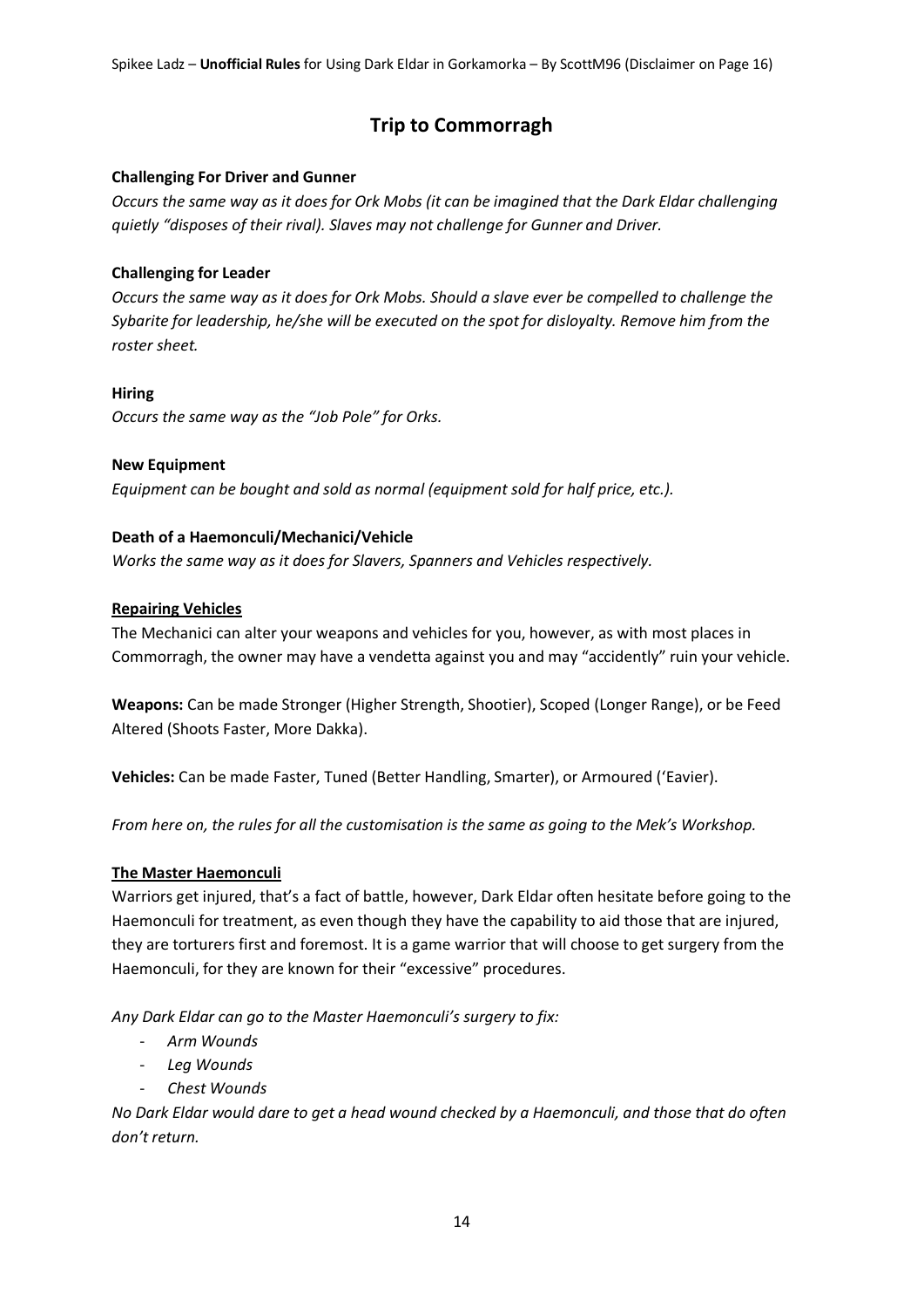# Trip to Commorragh

**Challenging For Driver and Gunner**

*Occurs the same way as it does for Ork Mobs (it can be imagined that the Dark Eldar challenging quietly "disposes of their rival). Slaves may not challenge for Gunner and Driver.*

**Challenging for Leader**

*Occurs the same way as it does for Ork Mobs. Should a slave ever be compelled to challenge the Sybarite for leadership, he/she will be executed on the spot for disloyalty. Remove him from the roster sheet.*

**Hiring**

*Occurs the same way as the "Job Pole" for Orks.*

**New Equipment**

*Equipment can be bought and sold as normal (equipment sold for half price, etc.).*

**Death of a Haemonculi/Mechanici/Vehicle**

*Works the same way as it does for Slavers, Spanners and Vehicles respectively.*

**Repairing Vehicles**

The Mechanici can alter your weapons and vehicles for you, however, as with most places in Commorragh, the owner may have a vendetta against you and may "accidently" ruin your vehicle.

**Weapons:** Can be made Stronger (Higher Strength, Shootier), Scoped (Longer Range), or be Feed Altered (Shoots Faster, More Dakka).

**Vehicles:** Can be made Faster, Tuned (Better Handling, Smarter), or Armoured ('Eavier).

*From here on, the rules for all the customisation is the same as going to the Mek's Workshop.*

**The Master Haemonculi**

Warriors get injured, that's a fact of battle, however, Dark Eldar often hesitate before going to the Haemonculi for treatment, as even though they have the capability to aid those that are injured, they are torturers first and foremost. It is a game warrior that will choose to get surgery from the Haemonculi, for they are known for their "excessive" procedures.

*Any Dark Eldar can go to the Master Haemonculi's surgery to fix:*

- *Arm Wounds*
- *Leg Wounds*
- *Chest Wounds*

*No Dark Eldar would dare to get a head wound checked by a Haemonculi, and those that do often don't return.*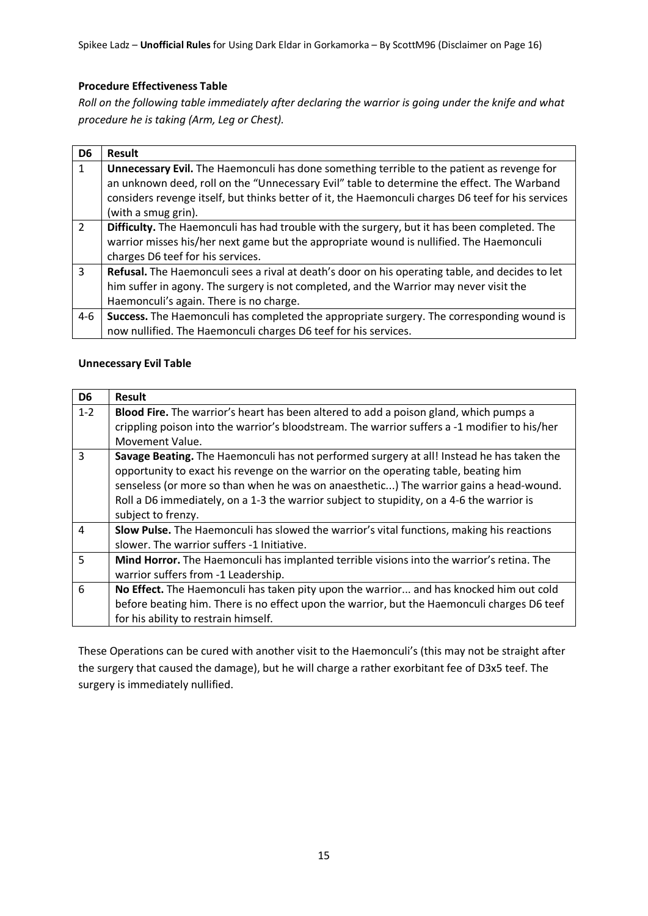**Procedure Effectiveness Table**

*Roll on the following table immediately after declaring the warrior is going under the knife and what procedure he is taking (Arm, Leg or Chest).*

| D6 | Result |
|---|---|
| 1 | **Unnecessary Evil.** The Haemonculi has done something terrible to the patient as revenge for an unknown deed, roll on the "Unnecessary Evil" table to determine the effect. The Warband considers revenge itself, but thinks better of it, the Haemonculi charges D6 teef for his services (with a smug grin). |
| 2 | **Difficulty.** The Haemonculi has had trouble with the surgery, but it has been completed. The warrior misses his/her next game but the appropriate wound is nullified. The Haemonculi charges D6 teef for his services. |
| 3 | **Refusal.** The Haemonculi sees a rival at death's door on his operating table, and decides to let him suffer in agony. The surgery is not completed, and the Warrior may never visit the Haemonculi's again. There is no charge. |
| 4-6 | **Success.** The Haemonculi has completed the appropriate surgery. The corresponding wound is now nullified. The Haemonculi charges D6 teef for his services. |

**Unnecessary Evil Table**

| D6 | Result |
|---|---|
| 1-2 | **Blood Fire.** The warrior's heart has been altered to add a poison gland, which pumps a crippling poison into the warrior's bloodstream. The warrior suffers a -1 modifier to his/her Movement Value. |
| 3 | **Savage Beating.** The Haemonculi has not performed surgery at all! Instead he has taken the opportunity to exact his revenge on the warrior on the operating table, beating him senseless (or more so than when he was on anaesthetic...) The warrior gains a head-wound. Roll a D6 immediately, on a 1-3 the warrior subject to stupidity, on a 4-6 the warrior is subject to frenzy. |
| 4 | **Slow Pulse.** The Haemonculi has slowed the warrior's vital functions, making his reactions slower. The warrior suffers -1 Initiative. |
| 5 | **Mind Horror.** The Haemonculi has implanted terrible visions into the warrior's retina. The warrior suffers from -1 Leadership. |
| 6 | **No Effect.** The Haemonculi has taken pity upon the warrior... and has knocked him out cold before beating him. There is no effect upon the warrior, but the Haemonculi charges D6 teef for his ability to restrain himself. |

These Operations can be cured with another visit to the Haemonculi's (this may not be straight after the surgery that caused the damage), but he will charge a rather exorbitant fee of D3x5 teef. The surgery is immediately nullified.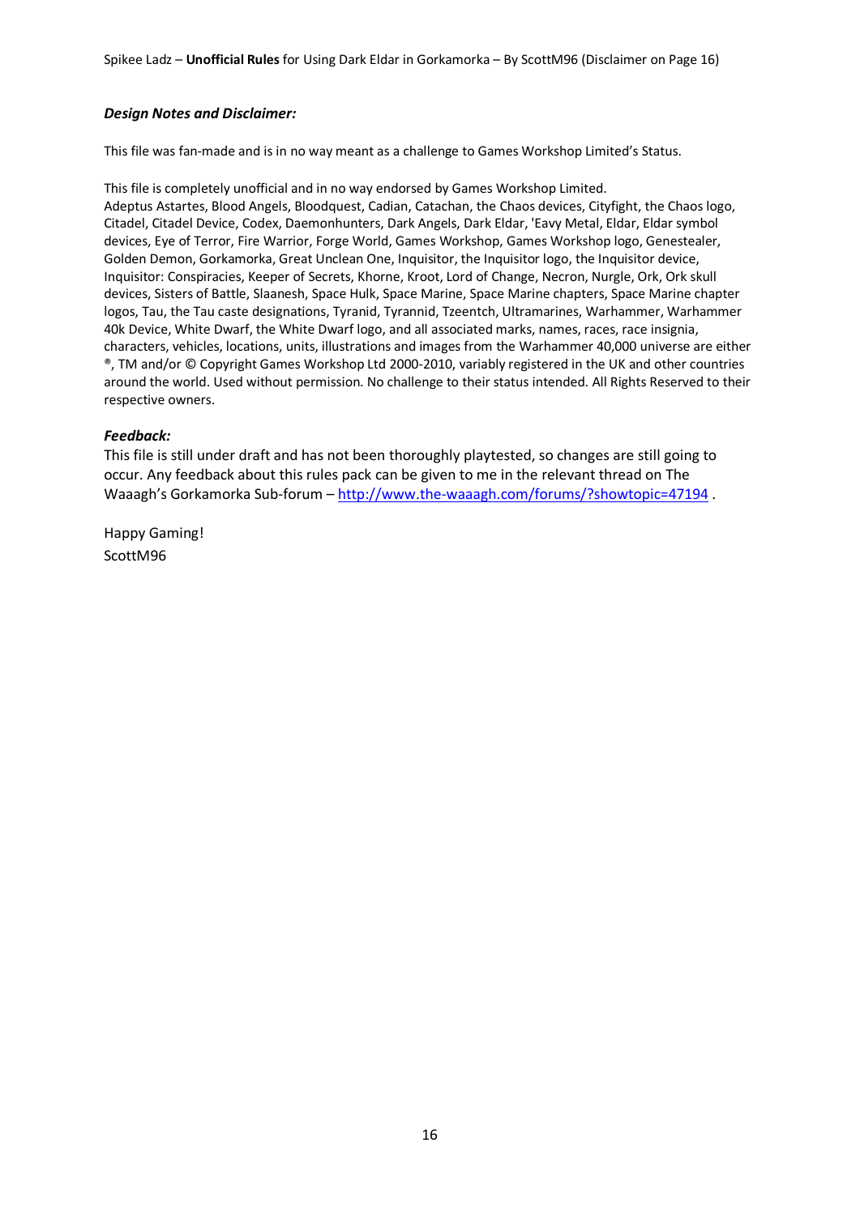### *Design Notes and Disclaimer:*

This file was fan-made and is in no way meant as a challenge to Games Workshop Limited's Status.

This file is completely unofficial and in no way endorsed by Games Workshop Limited.
Adeptus Astartes, Blood Angels, Bloodquest, Cadian, Catachan, the Chaos devices, Cityfight, the Chaos logo, Citadel, Citadel Device, Codex, Daemonhunters, Dark Angels, Dark Eldar, 'Eavy Metal, Eldar, Eldar symbol devices, Eye of Terror, Fire Warrior, Forge World, Games Workshop, Games Workshop logo, Genestealer, Golden Demon, Gorkamorka, Great Unclean One, Inquisitor, the Inquisitor logo, the Inquisitor device, Inquisitor: Conspiracies, Keeper of Secrets, Khorne, Kroot, Lord of Change, Necron, Nurgle, Ork, Ork skull devices, Sisters of Battle, Slaanesh, Space Hulk, Space Marine, Space Marine chapters, Space Marine chapter logos, Tau, the Tau caste designations, Tyranid, Tyrannid, Tzeentch, Ultramarines, Warhammer, Warhammer 40k Device, White Dwarf, the White Dwarf logo, and all associated marks, names, races, race insignia, characters, vehicles, locations, units, illustrations and images from the Warhammer 40,000 universe are either ®, TM and/or © Copyright Games Workshop Ltd 2000-2010, variably registered in the UK and other countries around the world. Used without permission. No challenge to their status intended. All Rights Reserved to their respective owners.

### *Feedback:*

This file is still under draft and has not been thoroughly playtested, so changes are still going to occur. Any feedback about this rules pack can be given to me in the relevant thread on The Waaagh's Gorkamorka Sub-forum – http://www.the-waaagh.com/forums/?showtopic=47194 .

Happy Gaming!
ScottM96